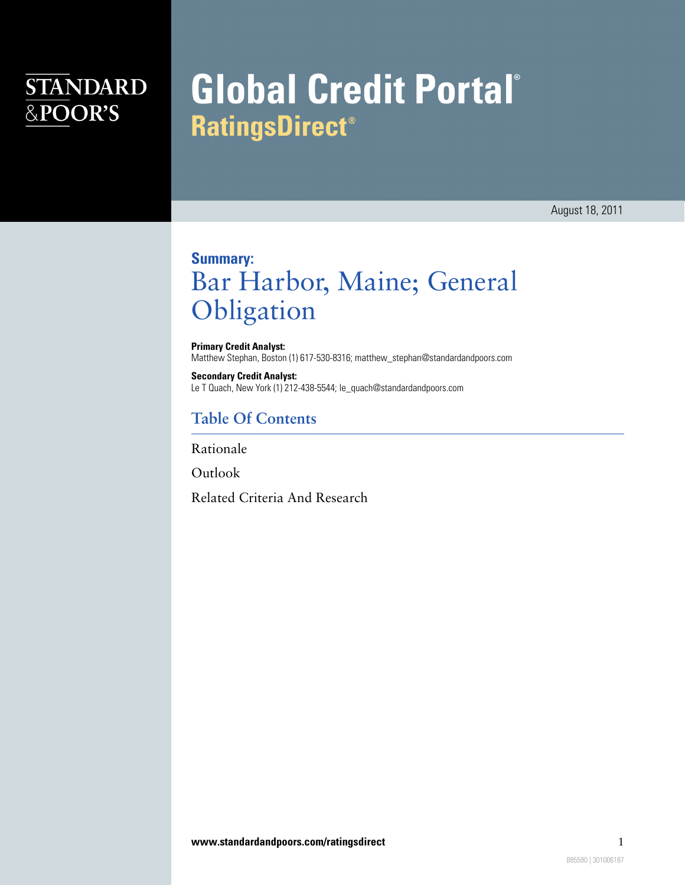STANDARD & POOR'S

# Global Credit Portal®
## RatingsDirect®

August 18, 2011

**Summary:**
# Bar Harbor, Maine; General Obligation

**Primary Credit Analyst:**
Matthew Stephan, Boston (1) 617-530-8316; matthew_stephan@standardandpoors.com

**Secondary Credit Analyst:**
Le T Quach, New York (1) 212-438-5544; le_quach@standardandpoors.com

## Table Of Contents

Rationale

Outlook

Related Criteria And Research

**www.standardandpoors.com/ratingsdirect**

885590 | 301006187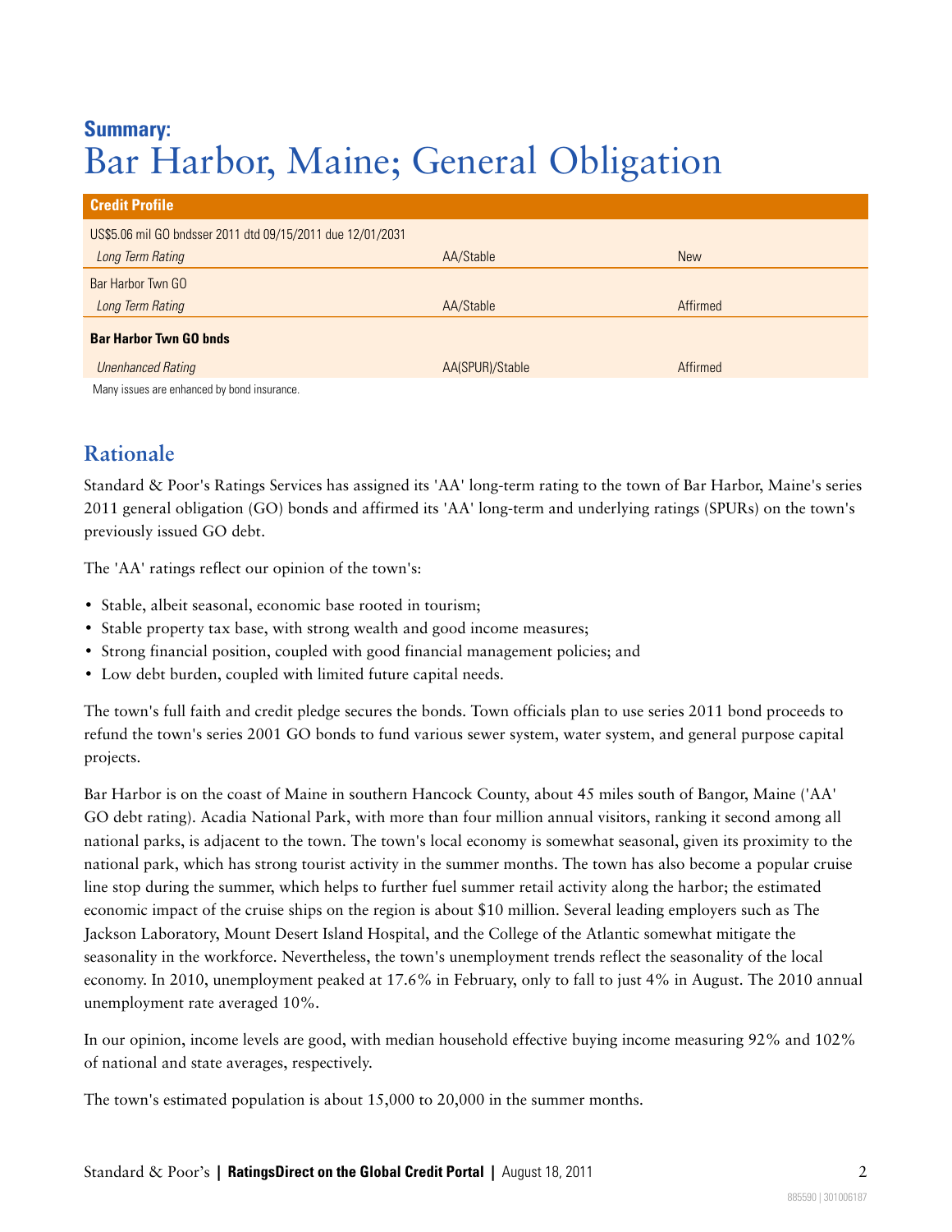## Summary:
# Bar Harbor, Maine; General Obligation

| Credit Profile | | |
|---|---|---|
| US$5.06 mil GO bndsser 2011 dtd 09/15/2011 due 12/01/2031 | | |
| *Long Term Rating* | AA/Stable | New |
| Bar Harbor Twn GO | | |
| *Long Term Rating* | AA/Stable | Affirmed |
| **Bar Harbor Twn GO bnds** | | |
| *Unenhanced Rating* | AA(SPUR)/Stable | Affirmed |

Many issues are enhanced by bond insurance.

## Rationale

Standard & Poor's Ratings Services has assigned its 'AA' long-term rating to the town of Bar Harbor, Maine's series 2011 general obligation (GO) bonds and affirmed its 'AA' long-term and underlying ratings (SPURs) on the town's previously issued GO debt.

The 'AA' ratings reflect our opinion of the town's:

- Stable, albeit seasonal, economic base rooted in tourism;
- Stable property tax base, with strong wealth and good income measures;
- Strong financial position, coupled with good financial management policies; and
- Low debt burden, coupled with limited future capital needs.

The town's full faith and credit pledge secures the bonds. Town officials plan to use series 2011 bond proceeds to refund the town's series 2001 GO bonds to fund various sewer system, water system, and general purpose capital projects.

Bar Harbor is on the coast of Maine in southern Hancock County, about 45 miles south of Bangor, Maine ('AA' GO debt rating). Acadia National Park, with more than four million annual visitors, ranking it second among all national parks, is adjacent to the town. The town's local economy is somewhat seasonal, given its proximity to the national park, which has strong tourist activity in the summer months. The town has also become a popular cruise line stop during the summer, which helps to further fuel summer retail activity along the harbor; the estimated economic impact of the cruise ships on the region is about $10 million. Several leading employers such as The Jackson Laboratory, Mount Desert Island Hospital, and the College of the Atlantic somewhat mitigate the seasonality in the workforce. Nevertheless, the town's unemployment trends reflect the seasonality of the local economy. In 2010, unemployment peaked at 17.6% in February, only to fall to just 4% in August. The 2010 annual unemployment rate averaged 10%.

In our opinion, income levels are good, with median household effective buying income measuring 92% and 102% of national and state averages, respectively.

The town's estimated population is about 15,000 to 20,000 in the summer months.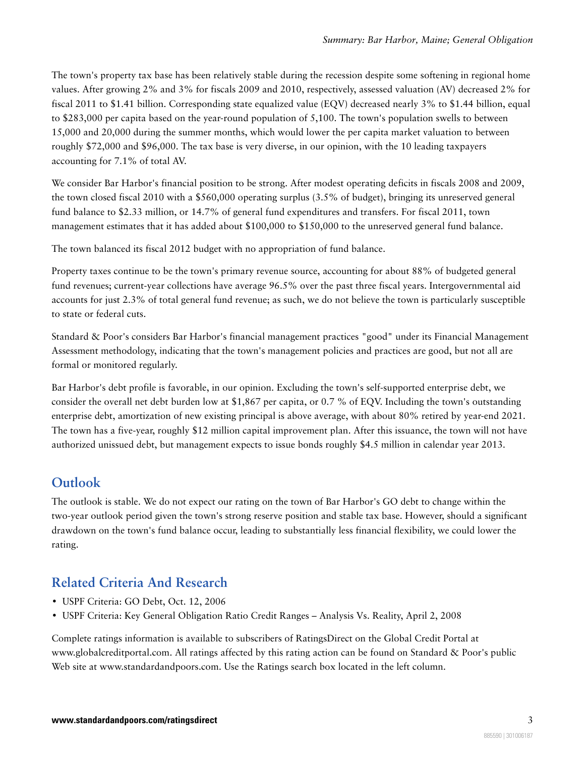The town's property tax base has been relatively stable during the recession despite some softening in regional home values. After growing 2% and 3% for fiscals 2009 and 2010, respectively, assessed valuation (AV) decreased 2% for fiscal 2011 to $1.41 billion. Corresponding state equalized value (EQV) decreased nearly 3% to $1.44 billion, equal to $283,000 per capita based on the year-round population of 5,100. The town's population swells to between 15,000 and 20,000 during the summer months, which would lower the per capita market valuation to between roughly $72,000 and $96,000. The tax base is very diverse, in our opinion, with the 10 leading taxpayers accounting for 7.1% of total AV.

We consider Bar Harbor's financial position to be strong. After modest operating deficits in fiscals 2008 and 2009, the town closed fiscal 2010 with a $560,000 operating surplus (3.5% of budget), bringing its unreserved general fund balance to $2.33 million, or 14.7% of general fund expenditures and transfers. For fiscal 2011, town management estimates that it has added about $100,000 to $150,000 to the unreserved general fund balance.

The town balanced its fiscal 2012 budget with no appropriation of fund balance.

Property taxes continue to be the town's primary revenue source, accounting for about 88% of budgeted general fund revenues; current-year collections have average 96.5% over the past three fiscal years. Intergovernmental aid accounts for just 2.3% of total general fund revenue; as such, we do not believe the town is particularly susceptible to state or federal cuts.

Standard & Poor's considers Bar Harbor's financial management practices "good" under its Financial Management Assessment methodology, indicating that the town's management policies and practices are good, but not all are formal or monitored regularly.

Bar Harbor's debt profile is favorable, in our opinion. Excluding the town's self-supported enterprise debt, we consider the overall net debt burden low at $1,867 per capita, or 0.7 % of EQV. Including the town's outstanding enterprise debt, amortization of new existing principal is above average, with about 80% retired by year-end 2021. The town has a five-year, roughly $12 million capital improvement plan. After this issuance, the town will not have authorized unissued debt, but management expects to issue bonds roughly $4.5 million in calendar year 2013.

## Outlook

The outlook is stable. We do not expect our rating on the town of Bar Harbor's GO debt to change within the two-year outlook period given the town's strong reserve position and stable tax base. However, should a significant drawdown on the town's fund balance occur, leading to substantially less financial flexibility, we could lower the rating.

## Related Criteria And Research

- USPF Criteria: GO Debt, Oct. 12, 2006
- USPF Criteria: Key General Obligation Ratio Credit Ranges – Analysis Vs. Reality, April 2, 2008

Complete ratings information is available to subscribers of RatingsDirect on the Global Credit Portal at www.globalcreditportal.com. All ratings affected by this rating action can be found on Standard & Poor's public Web site at www.standardandpoors.com. Use the Ratings search box located in the left column.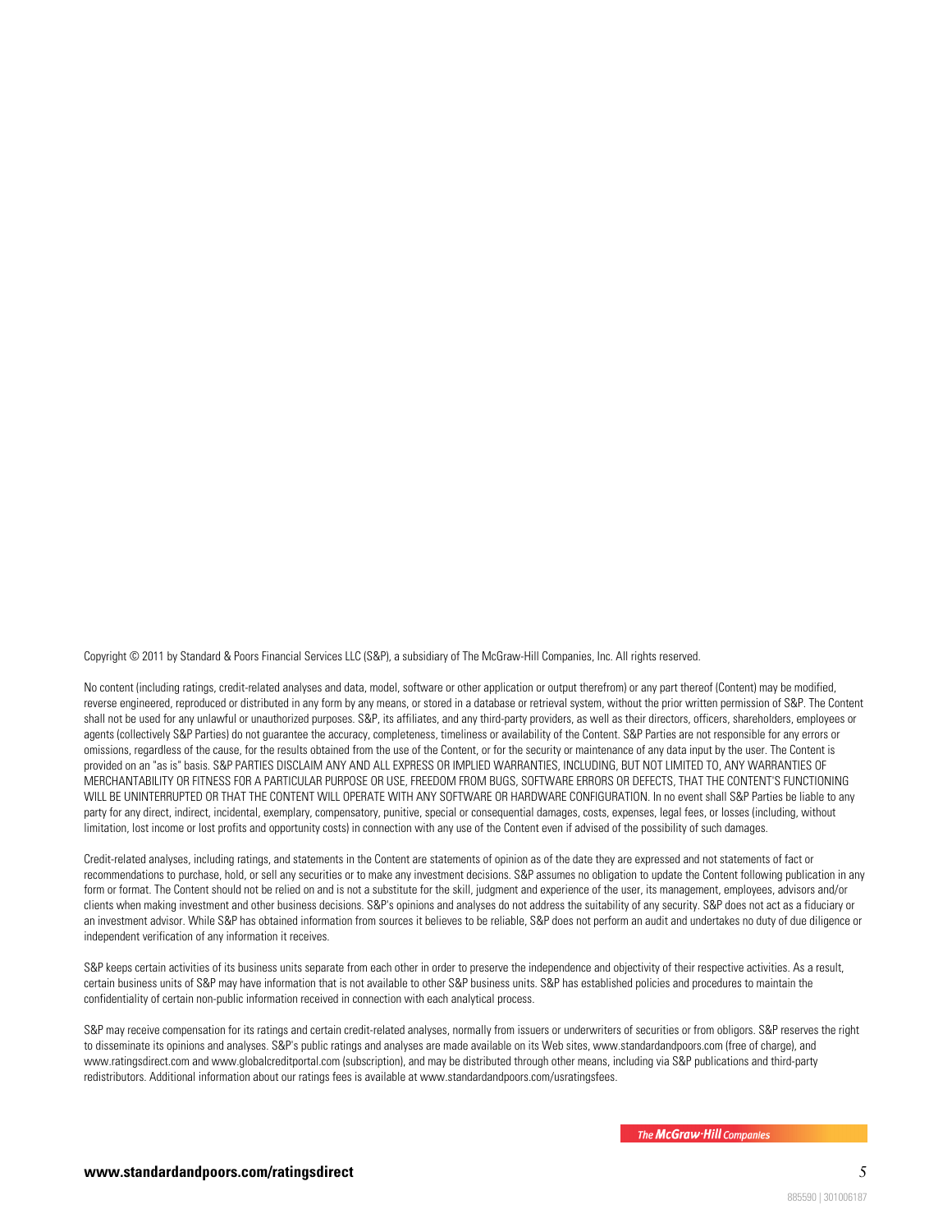Copyright © 2011 by Standard & Poors Financial Services LLC (S&P), a subsidiary of The McGraw-Hill Companies, Inc. All rights reserved.

No content (including ratings, credit-related analyses and data, model, software or other application or output therefrom) or any part thereof (Content) may be modified, reverse engineered, reproduced or distributed in any form by any means, or stored in a database or retrieval system, without the prior written permission of S&P. The Content shall not be used for any unlawful or unauthorized purposes. S&P, its affiliates, and any third-party providers, as well as their directors, officers, shareholders, employees or agents (collectively S&P Parties) do not guarantee the accuracy, completeness, timeliness or availability of the Content. S&P Parties are not responsible for any errors or omissions, regardless of the cause, for the results obtained from the use of the Content, or for the security or maintenance of any data input by the user. The Content is provided on an "as is" basis. S&P PARTIES DISCLAIM ANY AND ALL EXPRESS OR IMPLIED WARRANTIES, INCLUDING, BUT NOT LIMITED TO, ANY WARRANTIES OF MERCHANTABILITY OR FITNESS FOR A PARTICULAR PURPOSE OR USE, FREEDOM FROM BUGS, SOFTWARE ERRORS OR DEFECTS, THAT THE CONTENT'S FUNCTIONING WILL BE UNINTERRUPTED OR THAT THE CONTENT WILL OPERATE WITH ANY SOFTWARE OR HARDWARE CONFIGURATION. In no event shall S&P Parties be liable to any party for any direct, indirect, incidental, exemplary, compensatory, punitive, special or consequential damages, costs, expenses, legal fees, or losses (including, without limitation, lost income or lost profits and opportunity costs) in connection with any use of the Content even if advised of the possibility of such damages.

Credit-related analyses, including ratings, and statements in the Content are statements of opinion as of the date they are expressed and not statements of fact or recommendations to purchase, hold, or sell any securities or to make any investment decisions. S&P assumes no obligation to update the Content following publication in any form or format. The Content should not be relied on and is not a substitute for the skill, judgment and experience of the user, its management, employees, advisors and/or clients when making investment and other business decisions. S&P's opinions and analyses do not address the suitability of any security. S&P does not act as a fiduciary or an investment advisor. While S&P has obtained information from sources it believes to be reliable, S&P does not perform an audit and undertakes no duty of due diligence or independent verification of any information it receives.

S&P keeps certain activities of its business units separate from each other in order to preserve the independence and objectivity of their respective activities. As a result, certain business units of S&P may have information that is not available to other S&P business units. S&P has established policies and procedures to maintain the confidentiality of certain non-public information received in connection with each analytical process.

S&P may receive compensation for its ratings and certain credit-related analyses, normally from issuers or underwriters of securities or from obligors. S&P reserves the right to disseminate its opinions and analyses. S&P's public ratings and analyses are made available on its Web sites, www.standardandpoors.com (free of charge), and www.ratingsdirect.com and www.globalcreditportal.com (subscription), and may be distributed through other means, including via S&P publications and third-party redistributors. Additional information about our ratings fees is available at www.standardandpoors.com/usratingsfees.

The McGraw-Hill Companies